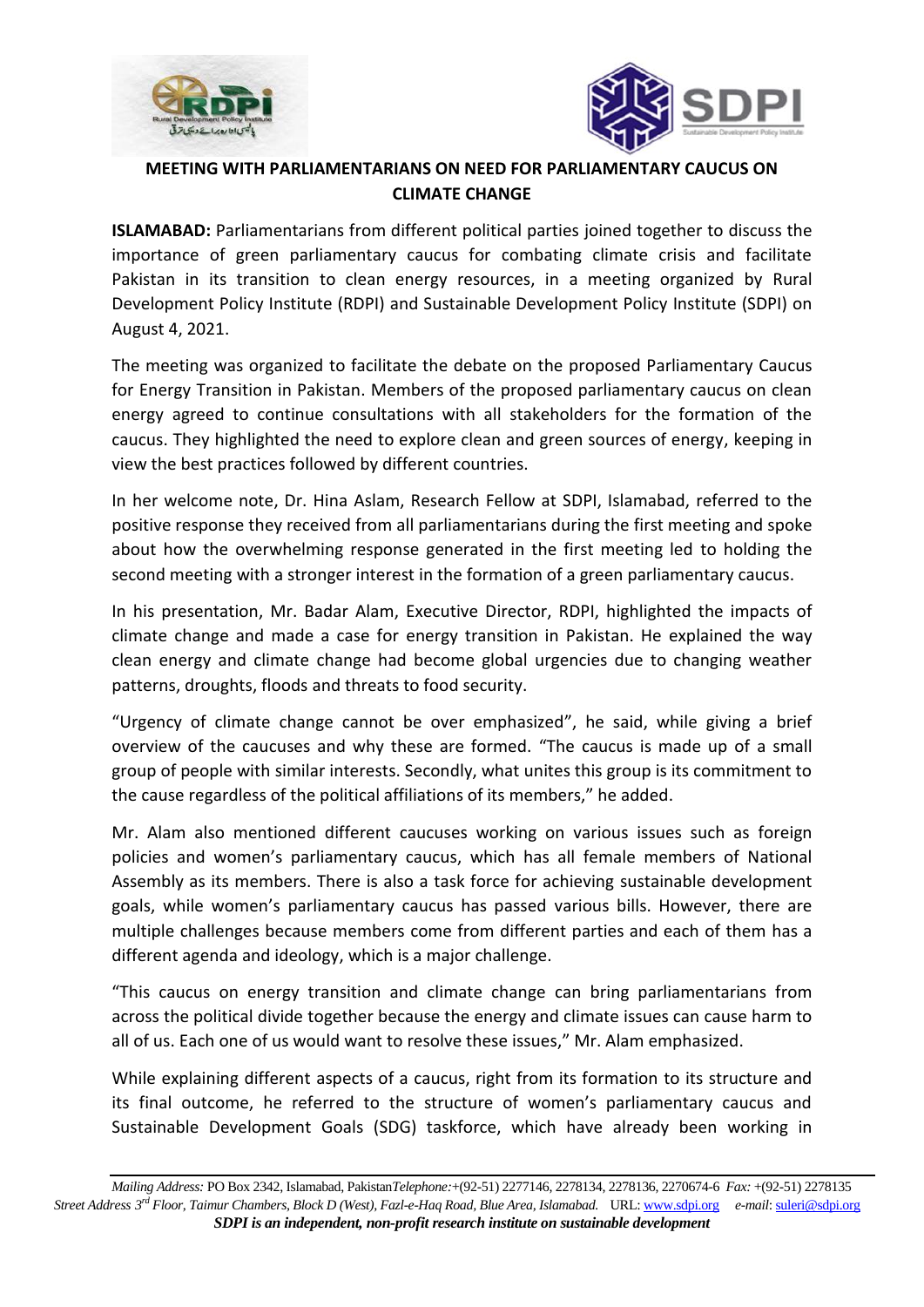## MEETING WITH PARLIAMENTARIANS ON NEED FOR PARLIAMENTARY CAUCUS ON CLIMATE CHANGE

**ISLAMABAD:** Parliamentarians from different political parties joined together to discuss the importance of green parliamentary caucus for combating climate crisis and facilitate Pakistan in its transition to clean energy resources, in a meeting organized by Rural Development Policy Institute (RDPI) and Sustainable Development Policy Institute (SDPI) on August 4, 2021.

The meeting was organized to facilitate the debate on the proposed Parliamentary Caucus for Energy Transition in Pakistan. Members of the proposed parliamentary caucus on clean energy agreed to continue consultations with all stakeholders for the formation of the caucus. They highlighted the need to explore clean and green sources of energy, keeping in view the best practices followed by different countries.

In her welcome note, Dr. Hina Aslam, Research Fellow at SDPI, Islamabad, referred to the positive response they received from all parliamentarians during the first meeting and spoke about how the overwhelming response generated in the first meeting led to holding the second meeting with a stronger interest in the formation of a green parliamentary caucus.

In his presentation, Mr. Badar Alam, Executive Director, RDPI, highlighted the impacts of climate change and made a case for energy transition in Pakistan. He explained the way clean energy and climate change had become global urgencies due to changing weather patterns, droughts, floods and threats to food security.

"Urgency of climate change cannot be over emphasized", he said, while giving a brief overview of the caucuses and why these are formed. "The caucus is made up of a small group of people with similar interests. Secondly, what unites this group is its commitment to the cause regardless of the political affiliations of its members," he added.

Mr. Alam also mentioned different caucuses working on various issues such as foreign policies and women's parliamentary caucus, which has all female members of National Assembly as its members. There is also a task force for achieving sustainable development goals, while women's parliamentary caucus has passed various bills. However, there are multiple challenges because members come from different parties and each of them has a different agenda and ideology, which is a major challenge.

"This caucus on energy transition and climate change can bring parliamentarians from across the political divide together because the energy and climate issues can cause harm to all of us. Each one of us would want to resolve these issues," Mr. Alam emphasized.

While explaining different aspects of a caucus, right from its formation to its structure and its final outcome, he referred to the structure of women's parliamentary caucus and Sustainable Development Goals (SDG) taskforce, which have already been working in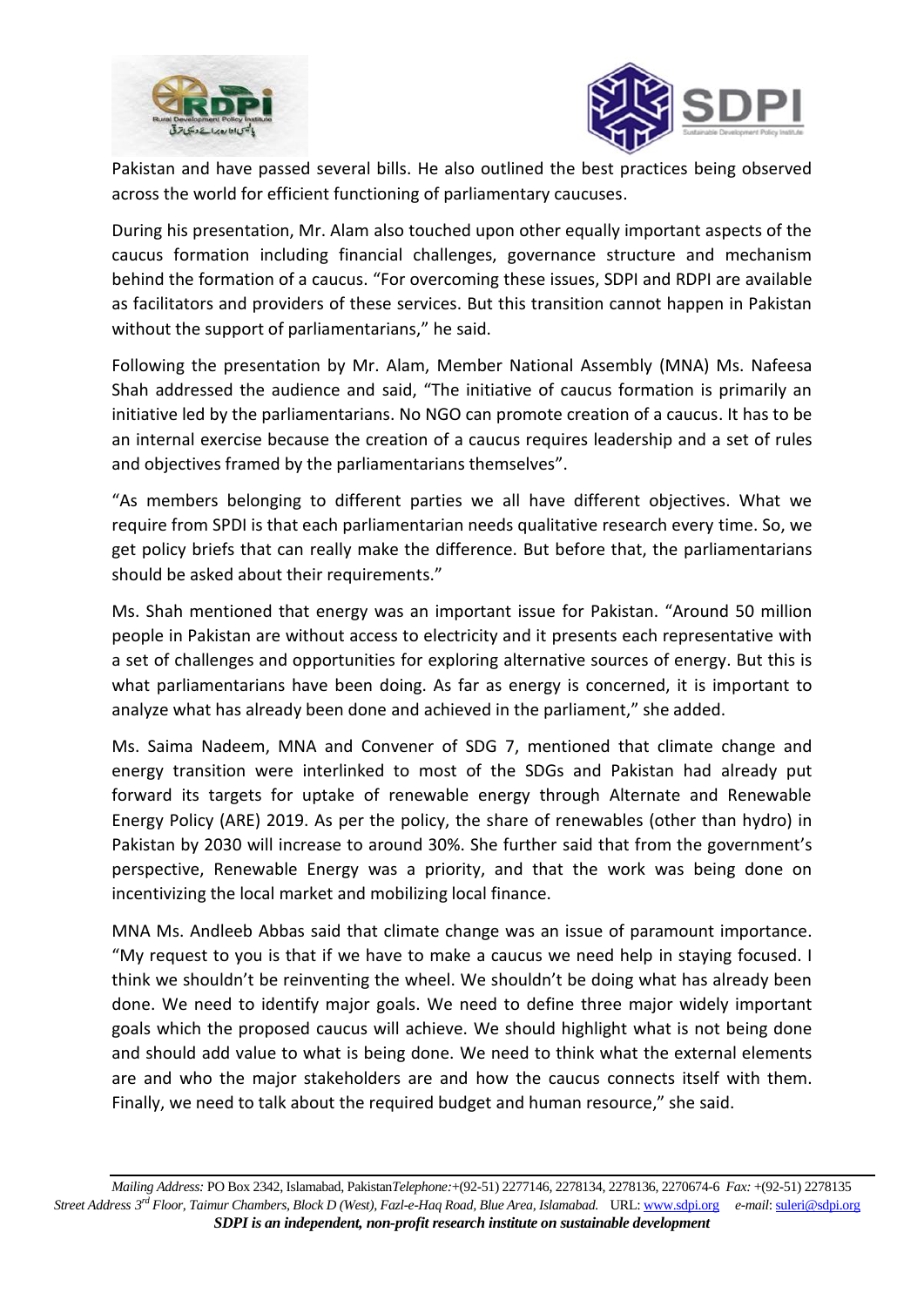Pakistan and have passed several bills. He also outlined the best practices being observed across the world for efficient functioning of parliamentary caucuses.

During his presentation, Mr. Alam also touched upon other equally important aspects of the caucus formation including financial challenges, governance structure and mechanism behind the formation of a caucus. "For overcoming these issues, SDPI and RDPI are available as facilitators and providers of these services. But this transition cannot happen in Pakistan without the support of parliamentarians," he said.

Following the presentation by Mr. Alam, Member National Assembly (MNA) Ms. Nafeesa Shah addressed the audience and said, "The initiative of caucus formation is primarily an initiative led by the parliamentarians. No NGO can promote creation of a caucus. It has to be an internal exercise because the creation of a caucus requires leadership and a set of rules and objectives framed by the parliamentarians themselves".

"As members belonging to different parties we all have different objectives. What we require from SPDI is that each parliamentarian needs qualitative research every time. So, we get policy briefs that can really make the difference. But before that, the parliamentarians should be asked about their requirements."

Ms. Shah mentioned that energy was an important issue for Pakistan. "Around 50 million people in Pakistan are without access to electricity and it presents each representative with a set of challenges and opportunities for exploring alternative sources of energy. But this is what parliamentarians have been doing. As far as energy is concerned, it is important to analyze what has already been done and achieved in the parliament," she added.

Ms. Saima Nadeem, MNA and Convener of SDG 7, mentioned that climate change and energy transition were interlinked to most of the SDGs and Pakistan had already put forward its targets for uptake of renewable energy through Alternate and Renewable Energy Policy (ARE) 2019. As per the policy, the share of renewables (other than hydro) in Pakistan by 2030 will increase to around 30%. She further said that from the government's perspective, Renewable Energy was a priority, and that the work was being done on incentivizing the local market and mobilizing local finance.

MNA Ms. Andleeb Abbas said that climate change was an issue of paramount importance. "My request to you is that if we have to make a caucus we need help in staying focused. I think we shouldn't be reinventing the wheel. We shouldn't be doing what has already been done. We need to identify major goals. We need to define three major widely important goals which the proposed caucus will achieve. We should highlight what is not being done and should add value to what is being done. We need to think what the external elements are and who the major stakeholders are and how the caucus connects itself with them. Finally, we need to talk about the required budget and human resource," she said.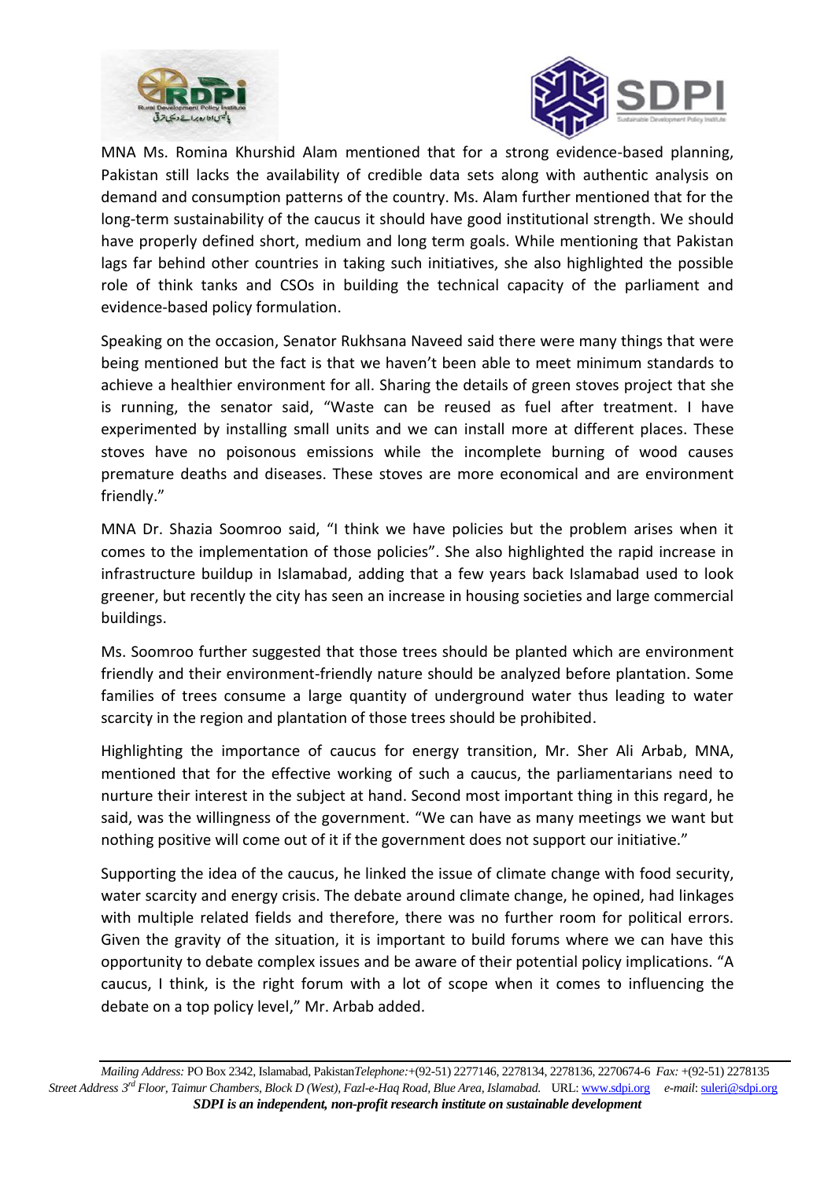MNA Ms. Romina Khurshid Alam mentioned that for a strong evidence-based planning, Pakistan still lacks the availability of credible data sets along with authentic analysis on demand and consumption patterns of the country. Ms. Alam further mentioned that for the long-term sustainability of the caucus it should have good institutional strength. We should have properly defined short, medium and long term goals. While mentioning that Pakistan lags far behind other countries in taking such initiatives, she also highlighted the possible role of think tanks and CSOs in building the technical capacity of the parliament and evidence-based policy formulation.

Speaking on the occasion, Senator Rukhsana Naveed said there were many things that were being mentioned but the fact is that we haven't been able to meet minimum standards to achieve a healthier environment for all. Sharing the details of green stoves project that she is running, the senator said, "Waste can be reused as fuel after treatment. I have experimented by installing small units and we can install more at different places. These stoves have no poisonous emissions while the incomplete burning of wood causes premature deaths and diseases. These stoves are more economical and are environment friendly."

MNA Dr. Shazia Soomroo said, "I think we have policies but the problem arises when it comes to the implementation of those policies". She also highlighted the rapid increase in infrastructure buildup in Islamabad, adding that a few years back Islamabad used to look greener, but recently the city has seen an increase in housing societies and large commercial buildings.

Ms. Soomroo further suggested that those trees should be planted which are environment friendly and their environment-friendly nature should be analyzed before plantation. Some families of trees consume a large quantity of underground water thus leading to water scarcity in the region and plantation of those trees should be prohibited.

Highlighting the importance of caucus for energy transition, Mr. Sher Ali Arbab, MNA, mentioned that for the effective working of such a caucus, the parliamentarians need to nurture their interest in the subject at hand. Second most important thing in this regard, he said, was the willingness of the government. "We can have as many meetings we want but nothing positive will come out of it if the government does not support our initiative."

Supporting the idea of the caucus, he linked the issue of climate change with food security, water scarcity and energy crisis. The debate around climate change, he opined, had linkages with multiple related fields and therefore, there was no further room for political errors. Given the gravity of the situation, it is important to build forums where we can have this opportunity to debate complex issues and be aware of their potential policy implications. "A caucus, I think, is the right forum with a lot of scope when it comes to influencing the debate on a top policy level," Mr. Arbab added.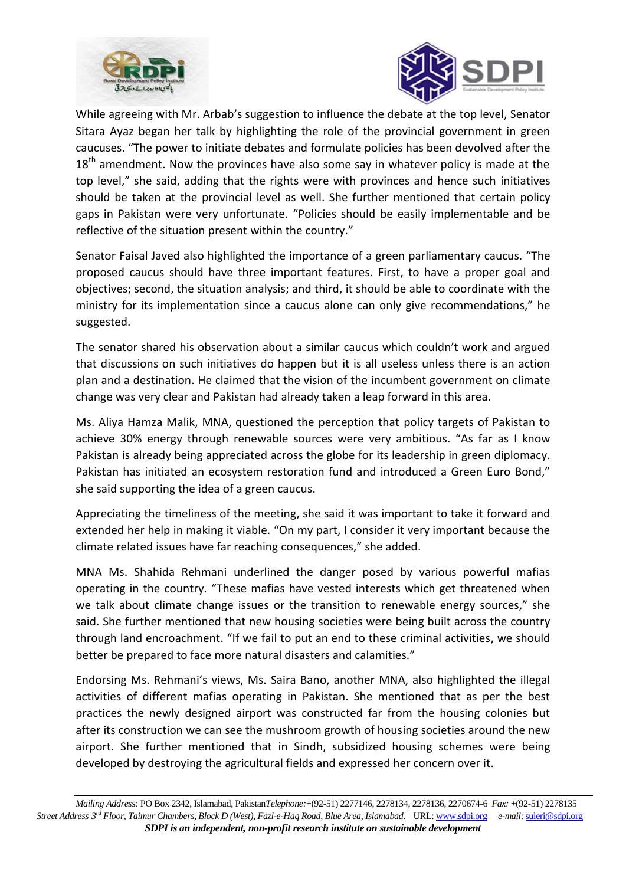While agreeing with Mr. Arbab's suggestion to influence the debate at the top level, Senator Sitara Ayaz began her talk by highlighting the role of the provincial government in green caucuses. "The power to initiate debates and formulate policies has been devolved after the 18th amendment. Now the provinces have also some say in whatever policy is made at the top level," she said, adding that the rights were with provinces and hence such initiatives should be taken at the provincial level as well. She further mentioned that certain policy gaps in Pakistan were very unfortunate. "Policies should be easily implementable and be reflective of the situation present within the country."

Senator Faisal Javed also highlighted the importance of a green parliamentary caucus. "The proposed caucus should have three important features. First, to have a proper goal and objectives; second, the situation analysis; and third, it should be able to coordinate with the ministry for its implementation since a caucus alone can only give recommendations," he suggested.

The senator shared his observation about a similar caucus which couldn't work and argued that discussions on such initiatives do happen but it is all useless unless there is an action plan and a destination. He claimed that the vision of the incumbent government on climate change was very clear and Pakistan had already taken a leap forward in this area.

Ms. Aliya Hamza Malik, MNA, questioned the perception that policy targets of Pakistan to achieve 30% energy through renewable sources were very ambitious. "As far as I know Pakistan is already being appreciated across the globe for its leadership in green diplomacy. Pakistan has initiated an ecosystem restoration fund and introduced a Green Euro Bond," she said supporting the idea of a green caucus.

Appreciating the timeliness of the meeting, she said it was important to take it forward and extended her help in making it viable. "On my part, I consider it very important because the climate related issues have far reaching consequences," she added.

MNA Ms. Shahida Rehmani underlined the danger posed by various powerful mafias operating in the country. "These mafias have vested interests which get threatened when we talk about climate change issues or the transition to renewable energy sources," she said. She further mentioned that new housing societies were being built across the country through land encroachment. "If we fail to put an end to these criminal activities, we should better be prepared to face more natural disasters and calamities."

Endorsing Ms. Rehmani's views, Ms. Saira Bano, another MNA, also highlighted the illegal activities of different mafias operating in Pakistan. She mentioned that as per the best practices the newly designed airport was constructed far from the housing colonies but after its construction we can see the mushroom growth of housing societies around the new airport. She further mentioned that in Sindh, subsidized housing schemes were being developed by destroying the agricultural fields and expressed her concern over it.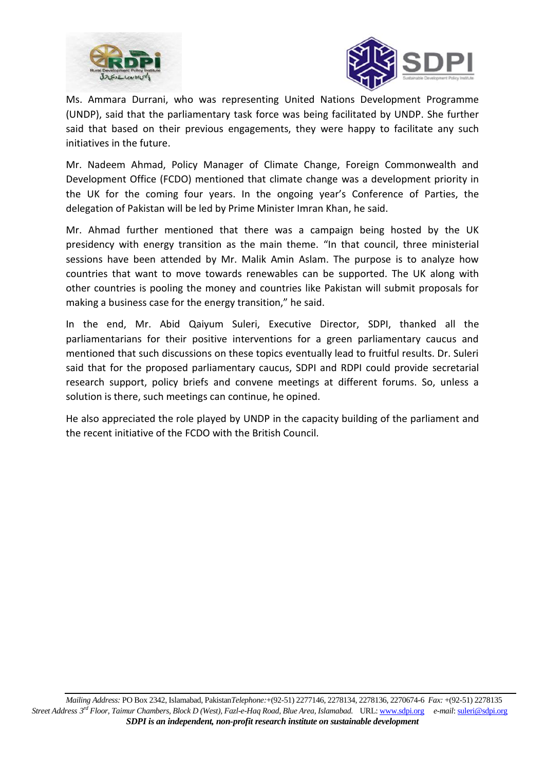Ms. Ammara Durrani, who was representing United Nations Development Programme (UNDP), said that the parliamentary task force was being facilitated by UNDP. She further said that based on their previous engagements, they were happy to facilitate any such initiatives in the future.

Mr. Nadeem Ahmad, Policy Manager of Climate Change, Foreign Commonwealth and Development Office (FCDO) mentioned that climate change was a development priority in the UK for the coming four years. In the ongoing year's Conference of Parties, the delegation of Pakistan will be led by Prime Minister Imran Khan, he said.

Mr. Ahmad further mentioned that there was a campaign being hosted by the UK presidency with energy transition as the main theme. "In that council, three ministerial sessions have been attended by Mr. Malik Amin Aslam. The purpose is to analyze how countries that want to move towards renewables can be supported. The UK along with other countries is pooling the money and countries like Pakistan will submit proposals for making a business case for the energy transition," he said.

In the end, Mr. Abid Qaiyum Suleri, Executive Director, SDPI, thanked all the parliamentarians for their positive interventions for a green parliamentary caucus and mentioned that such discussions on these topics eventually lead to fruitful results. Dr. Suleri said that for the proposed parliamentary caucus, SDPI and RDPI could provide secretarial research support, policy briefs and convene meetings at different forums. So, unless a solution is there, such meetings can continue, he opined.

He also appreciated the role played by UNDP in the capacity building of the parliament and the recent initiative of the FCDO with the British Council.